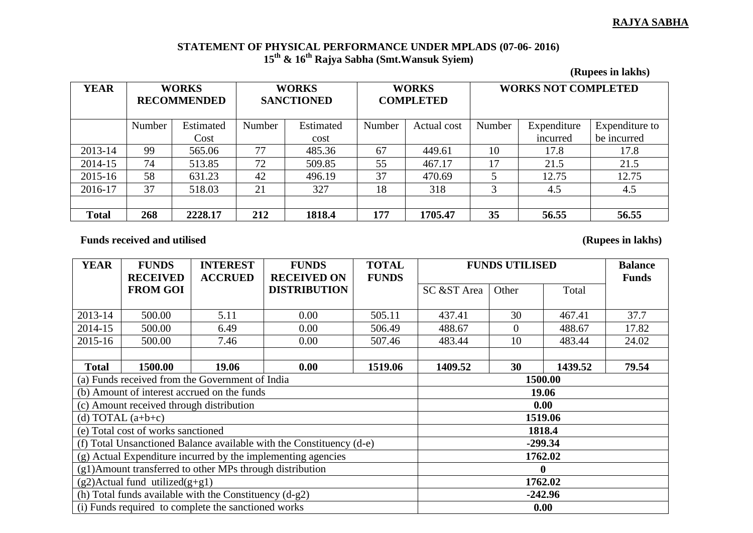**RAJYA SABHA**

## STATEMENT OF PHYSICAL PERFORMANCE UNDER MPLADS (07-06- 2016)
### 15th & 16th Rajya Sabha (Smt.Wansuk Syiem)

**(Rupees in lakhs)**

| YEAR | WORKS RECOMMENDED | | WORKS SANCTIONED | | WORKS COMPLETED | | WORKS NOT COMPLETED | | |
|---|---|---|---|---|---|---|---|---|---|
| | Number | Estimated Cost | Number | Estimated cost | Number | Actual cost | Number | Expenditure incurred | Expenditure to be incurred |
| 2013-14 | 99 | 565.06 | 77 | 485.36 | 67 | 449.61 | 10 | 17.8 | 17.8 |
| 2014-15 | 74 | 513.85 | 72 | 509.85 | 55 | 467.17 | 17 | 21.5 | 21.5 |
| 2015-16 | 58 | 631.23 | 42 | 496.19 | 37 | 470.69 | 5 | 12.75 | 12.75 |
| 2016-17 | 37 | 518.03 | 21 | 327 | 18 | 318 | 3 | 4.5 | 4.5 |
| | | | | | | | | | |
| **Total** | **268** | **2228.17** | **212** | **1818.4** | **177** | **1705.47** | **35** | **56.55** | **56.55** |

**Funds received and utilised** **(Rupees in lakhs)**

| YEAR | FUNDS RECEIVED FROM GOI | INTEREST ACCRUED | FUNDS RECEIVED ON DISTRIBUTION | TOTAL FUNDS | FUNDS UTILISED | | | Balance Funds |
|---|---|---|---|---|---|---|---|---|
| | | | | | SC &ST Area | Other | Total | |
| 2013-14 | 500.00 | 5.11 | 0.00 | 505.11 | 437.41 | 30 | 467.41 | 37.7 |
| 2014-15 | 500.00 | 6.49 | 0.00 | 506.49 | 488.67 | 0 | 488.67 | 17.82 |
| 2015-16 | 500.00 | 7.46 | 0.00 | 507.46 | 483.44 | 10 | 483.44 | 24.02 |
| | | | | | | | | |
| **Total** | **1500.00** | **19.06** | **0.00** | **1519.06** | **1409.52** | **30** | **1439.52** | **79.54** |

| Item | Amount |
|---|---|
| (a) Funds received from the Government of India | **1500.00** |
| (b) Amount of interest accrued on the funds | **19.06** |
| (c) Amount received through distribution | **0.00** |
| (d) TOTAL (a+b+c) | **1519.06** |
| (e) Total cost of works sanctioned | **1818.4** |
| (f) Total Unsanctioned Balance available with the Constituency (d-e) | **-299.34** |
| (g) Actual Expenditure incurred by the implementing agencies | **1762.02** |
| (g1)Amount transferred to other MPs through distribution | **0** |
| (g2)Actual fund utilized(g+g1) | **1762.02** |
| (h) Total funds available with the Constituency (d-g2) | **-242.96** |
| (i) Funds required to complete the sanctioned works | **0.00** |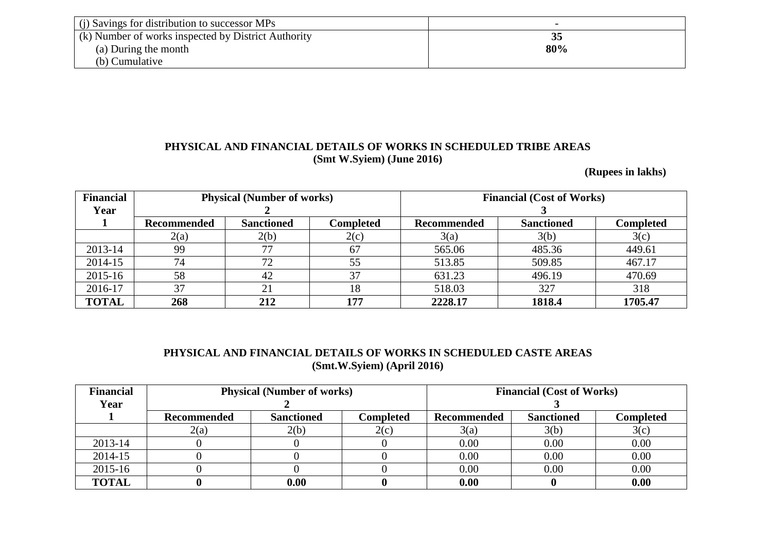| | |
|---|---|
| (j) Savings for distribution to successor MPs | - |
| (k) Number of works inspected by District Authority<br>(a) During the month<br>(b) Cumulative | **35**<br>**80%** |

**PHYSICAL AND FINANCIAL DETAILS OF WORKS IN SCHEDULED TRIBE AREAS**
**(Smt W.Syiem) (June 2016)**

**(Rupees in lakhs)**

| Financial Year 1 | Physical (Number of works) 2 | | | Financial (Cost of Works) 3 | | |
|---|---|---|---|---|---|---|
| | **Recommended** | **Sanctioned** | **Completed** | **Recommended** | **Sanctioned** | **Completed** |
| | 2(a) | 2(b) | 2(c) | 3(a) | 3(b) | 3(c) |
| 2013-14 | 99 | 77 | 67 | 565.06 | 485.36 | 449.61 |
| 2014-15 | 74 | 72 | 55 | 513.85 | 509.85 | 467.17 |
| 2015-16 | 58 | 42 | 37 | 631.23 | 496.19 | 470.69 |
| 2016-17 | 37 | 21 | 18 | 518.03 | 327 | 318 |
| **TOTAL** | **268** | **212** | **177** | **2228.17** | **1818.4** | **1705.47** |

**PHYSICAL AND FINANCIAL DETAILS OF WORKS IN SCHEDULED CASTE AREAS**
**(Smt.W.Syiem) (April 2016)**

| Financial Year 1 | Physical (Number of works) 2 | | | Financial (Cost of Works) 3 | | |
|---|---|---|---|---|---|---|
| | **Recommended** | **Sanctioned** | **Completed** | **Recommended** | **Sanctioned** | **Completed** |
| | 2(a) | 2(b) | 2(c) | 3(a) | 3(b) | 3(c) |
| 2013-14 | 0 | 0 | 0 | 0.00 | 0.00 | 0.00 |
| 2014-15 | 0 | 0 | 0 | 0.00 | 0.00 | 0.00 |
| 2015-16 | 0 | 0 | 0 | 0.00 | 0.00 | 0.00 |
| **TOTAL** | **0** | **0.00** | **0** | **0.00** | **0** | **0.00** |